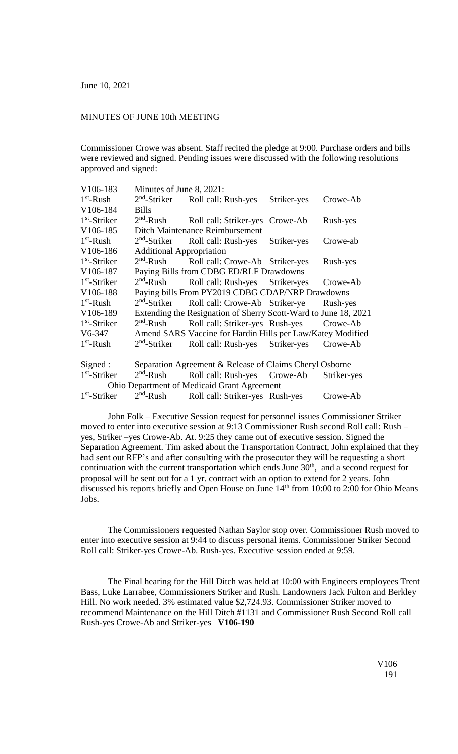June 10, 2021

MINUTES OF JUNE 10th MEETING

Commissioner Crowe was absent. Staff recited the pledge at 9:00. Purchase orders and bills were reviewed and signed. Pending issues were discussed with the following resolutions approved and signed:

| | | | | |
|---|---|---|---|---|
| V106-183 | Minutes of June 8, 2021: | | | |
| 1st-Rush | 2nd-Striker | Roll call: Rush-yes | Striker-yes | Crowe-Ab |
| V106-184 | Bills | | | |
| 1st-Striker | 2nd-Rush | Roll call: Striker-yes | Crowe-Ab | Rush-yes |
| V106-185 | Ditch Maintenance Reimbursement | | | |
| 1st-Rush | 2nd-Striker | Roll call: Rush-yes | Striker-yes | Crowe-ab |
| V106-186 | Additional Appropriation | | | |
| 1st-Striker | 2nd-Rush | Roll call: Crowe-Ab | Striker-yes | Rush-yes |
| V106-187 | Paying Bills from CDBG ED/RLF Drawdowns | | | |
| 1st-Striker | 2nd-Rush | Roll call: Rush-yes | Striker-yes | Crowe-Ab |
| V106-188 | Paying bills From PY2019 CDBG CDAP/NRP Drawdowns | | | |
| 1st-Rush | 2nd-Striker | Roll call: Crowe-Ab | Striker-ye | Rush-yes |
| V106-189 | Extending the Resignation of Sherry Scott-Ward to June 18, 2021 | | | |
| 1st-Striker | 2nd-Rush | Roll call: Striker-yes | Rush-yes | Crowe-Ab |
| V6-347 | Amend SARS Vaccine for Hardin Hills per Law/Katey Modified | | | |
| 1st-Rush | 2nd-Striker | Roll call: Rush-yes | Striker-yes | Crowe-Ab |
| Signed : | Separation Agreement & Release of Claims Cheryl Osborne | | | |
| 1st-Striker | 2nd-Rush | Roll call: Rush-yes | Crowe-Ab | Striker-yes |
| | Ohio Department of Medicaid Grant Agreement | | | |
| 1st-Striker | 2nd-Rush | Roll call: Striker-yes | Rush-yes | Crowe-Ab |

John Folk – Executive Session request for personnel issues Commissioner Striker moved to enter into executive session at 9:13 Commissioner Rush second Roll call: Rush – yes, Striker –yes Crowe-Ab. At. 9:25 they came out of executive session. Signed the Separation Agreement. Tim asked about the Transportation Contract, John explained that they had sent out RFP's and after consulting with the prosecutor they will be requesting a short continuation with the current transportation which ends June 30th, and a second request for proposal will be sent out for a 1 yr. contract with an option to extend for 2 years. John discussed his reports briefly and Open House on June 14th from 10:00 to 2:00 for Ohio Means Jobs.

The Commissioners requested Nathan Saylor stop over. Commissioner Rush moved to enter into executive session at 9:44 to discuss personal items. Commissioner Striker Second Roll call: Striker-yes Crowe-Ab. Rush-yes. Executive session ended at 9:59.

The Final hearing for the Hill Ditch was held at 10:00 with Engineers employees Trent Bass, Luke Larrabee, Commissioners Striker and Rush. Landowners Jack Fulton and Berkley Hill. No work needed. 3% estimated value $2,724.93. Commissioner Striker moved to recommend Maintenance on the Hill Ditch #1131 and Commissioner Rush Second Roll call Rush-yes Crowe-Ab and Striker-yes **V106-190**

V106
191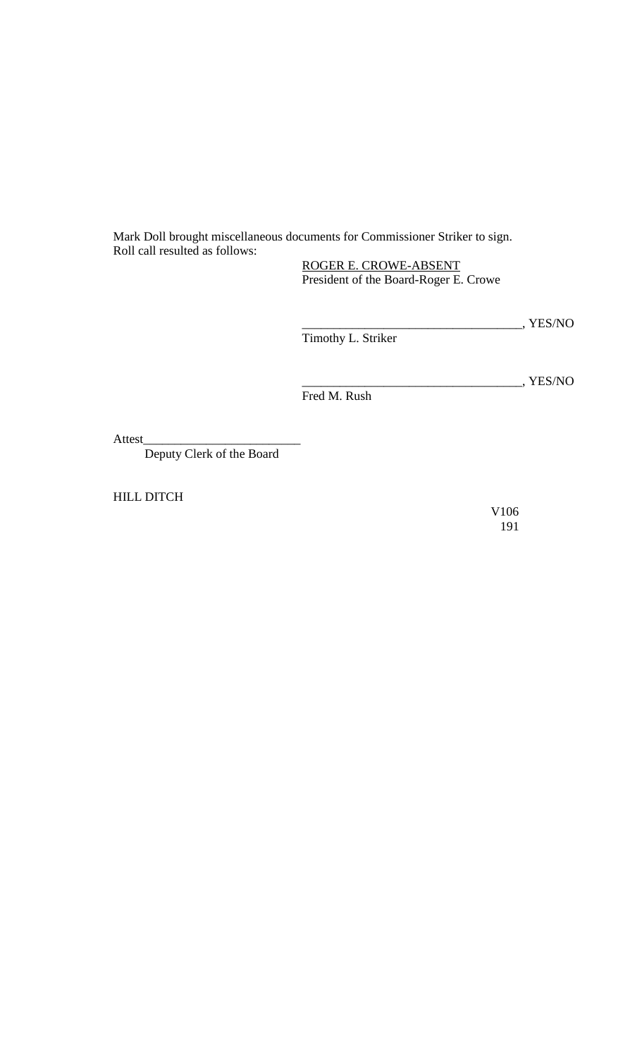Mark Doll brought miscellaneous documents for Commissioner Striker to sign.
Roll call resulted as follows:

ROGER E. CROWE-ABSENT
President of the Board-Roger E. Crowe

___________________________________, YES/NO
Timothy L. Striker

___________________________________, YES/NO
Fred M. Rush

Attest_________________________
Deputy Clerk of the Board

HILL DITCH

V106
191